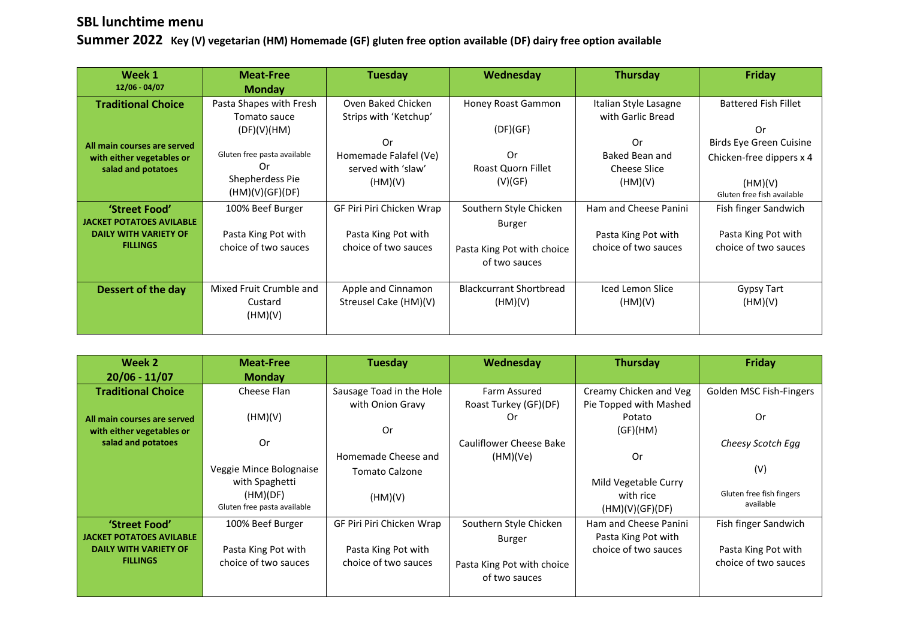# SBL lunchtime menu

## Summer 2022 **Key (V) vegetarian (HM) Homemade (GF) gluten free option available (DF) dairy free option available**

| Week 1<br>12/06 - 04/07 | Meat-Free Monday | Tuesday | Wednesday | Thursday | Friday |
|---|---|---|---|---|---|
| **Traditional Choice**<br><br>**All main courses are served with either vegetables or salad and potatoes** | Pasta Shapes with Fresh Tomato sauce (DF)(V)(HM)<br>Gluten free pasta available<br>Or<br>Shepherdess Pie (HM)(V)(GF)(DF) | Oven Baked Chicken Strips with 'Ketchup'<br>Or<br>Homemade Falafel (Ve) served with 'slaw' (HM)(V) | Honey Roast Gammon<br>(DF)(GF)<br>Or<br>Roast Quorn Fillet (V)(GF) | Italian Style Lasagne with Garlic Bread<br>Or<br>Baked Bean and Cheese Slice (HM)(V) | Battered Fish Fillet<br>Or<br>Birds Eye Green Cuisine Chicken-free dippers x 4<br>(HM)(V)<br>Gluten free fish available |
| **'Street Food'**<br>**JACKET POTATOES AVILABLE DAILY WITH VARIETY OF FILLINGS** | 100% Beef Burger<br><br>Pasta King Pot with choice of two sauces | GF Piri Piri Chicken Wrap<br><br>Pasta King Pot with choice of two sauces | Southern Style Chicken Burger<br><br>Pasta King Pot with choice of two sauces | Ham and Cheese Panini<br><br>Pasta King Pot with choice of two sauces | Fish finger Sandwich<br><br>Pasta King Pot with choice of two sauces |
| **Dessert of the day** | Mixed Fruit Crumble and Custard (HM)(V) | Apple and Cinnamon Streusel Cake (HM)(V) | Blackcurrant Shortbread (HM)(V) | Iced Lemon Slice (HM)(V) | Gypsy Tart (HM)(V) |

| Week 2<br>20/06 - 11/07 | Meat-Free Monday | Tuesday | Wednesday | Thursday | Friday |
|---|---|---|---|---|---|
| **Traditional Choice**<br><br>**All main courses are served with either vegetables or salad and potatoes** | Cheese Flan<br>(HM)(V)<br>Or<br>Veggie Mince Bolognaise with Spaghetti (HM)(DF)<br>Gluten free pasta available | Sausage Toad in the Hole with Onion Gravy<br>Or<br>Homemade Cheese and Tomato Calzone<br>(HM)(V) | Farm Assured Roast Turkey (GF)(DF)<br>Or<br>Cauliflower Cheese Bake (HM)(Ve) | Creamy Chicken and Veg Pie Topped with Mashed Potato (GF)(HM)<br>Or<br>Mild Vegetable Curry with rice (HM)(V)(GF)(DF) | Golden MSC Fish-Fingers<br>Or<br>*Cheesy Scotch Egg*<br>(V)<br>Gluten free fish fingers available |
| **'Street Food'**<br>**JACKET POTATOES AVILABLE DAILY WITH VARIETY OF FILLINGS** | 100% Beef Burger<br><br>Pasta King Pot with choice of two sauces | GF Piri Piri Chicken Wrap<br><br>Pasta King Pot with choice of two sauces | Southern Style Chicken Burger<br><br>Pasta King Pot with choice of two sauces | Ham and Cheese Panini<br>Pasta King Pot with choice of two sauces | Fish finger Sandwich<br><br>Pasta King Pot with choice of two sauces |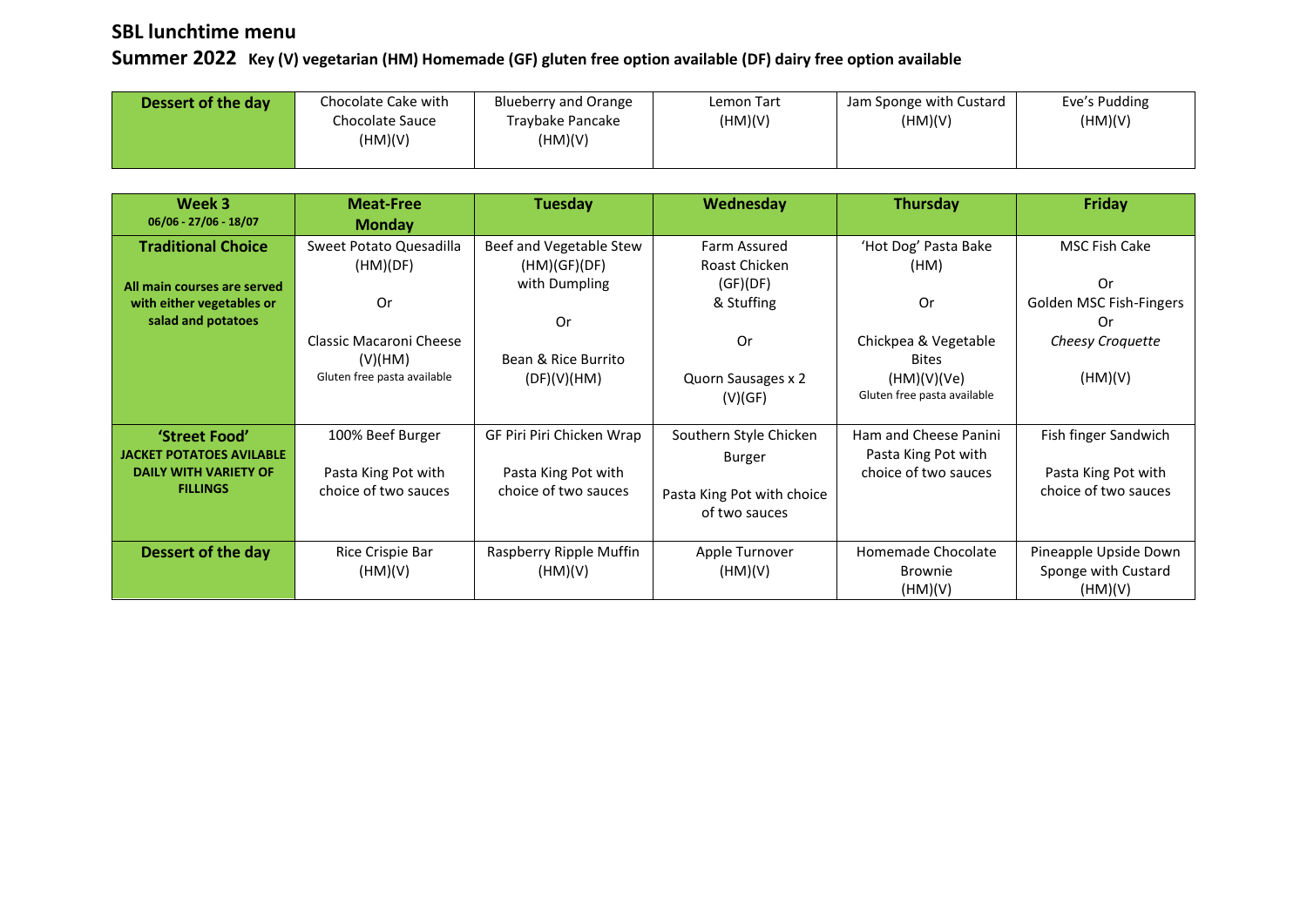# SBL lunchtime menu

## Summer 2022 Key (V) vegetarian (HM) Homemade (GF) gluten free option available (DF) dairy free option available

| | | | | | |
|---|---|---|---|---|---|
| **Dessert of the day** | Chocolate Cake with Chocolate Sauce (HM)(V) | Blueberry and Orange Traybake Pancake (HM)(V) | Lemon Tart (HM)(V) | Jam Sponge with Custard (HM)(V) | Eve's Pudding (HM)(V) |

| **Week 3** 06/06 - 27/06 - 18/07 | **Meat-Free Monday** | **Tuesday** | **Wednesday** | **Thursday** | **Friday** |
|---|---|---|---|---|---|
| **Traditional Choice** **All main courses are served with either vegetables or salad and potatoes** | Sweet Potato Quesadilla (HM)(DF) Or Classic Macaroni Cheese (V)(HM) Gluten free pasta available | Beef and Vegetable Stew (HM)(GF)(DF) with Dumpling Or Bean & Rice Burrito (DF)(V)(HM) | Farm Assured Roast Chicken (GF)(DF) & Stuffing Or Quorn Sausages x 2 (V)(GF) | 'Hot Dog' Pasta Bake (HM) Or Chickpea & Vegetable Bites (HM)(V)(Ve) Gluten free pasta available | MSC Fish Cake Or Golden MSC Fish-Fingers Or *Cheesy Croquette* (HM)(V) |
| **'Street Food'** **JACKET POTATOES AVILABLE DAILY WITH VARIETY OF FILLINGS** | 100% Beef Burger Pasta King Pot with choice of two sauces | GF Piri Piri Chicken Wrap Pasta King Pot with choice of two sauces | Southern Style Chicken Burger Pasta King Pot with choice of two sauces | Ham and Cheese Panini Pasta King Pot with choice of two sauces | Fish finger Sandwich Pasta King Pot with choice of two sauces |
| **Dessert of the day** | Rice Crispie Bar (HM)(V) | Raspberry Ripple Muffin (HM)(V) | Apple Turnover (HM)(V) | Homemade Chocolate Brownie (HM)(V) | Pineapple Upside Down Sponge with Custard (HM)(V) |